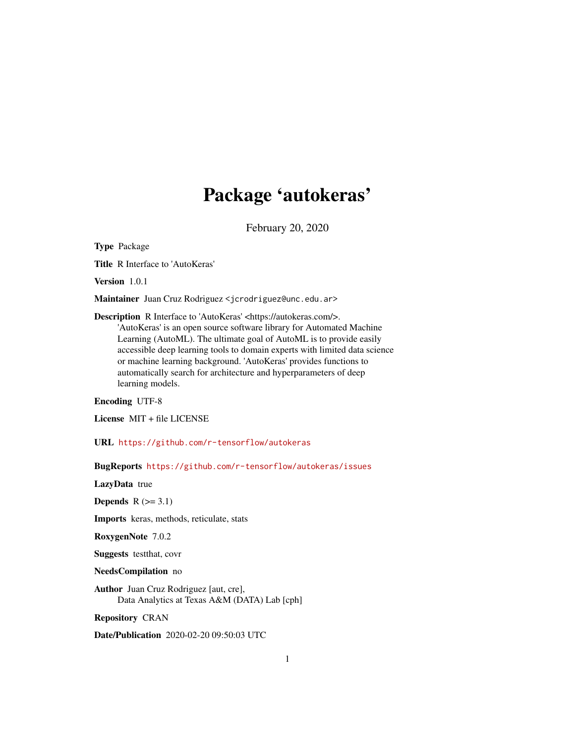# Package 'autokeras'

February 20, 2020

**Type** Package

**Title** R Interface to 'AutoKeras'

**Version** 1.0.1

**Maintainer** Juan Cruz Rodriguez <jcrodriguez@unc.edu.ar>

**Description** R Interface to 'AutoKeras' <https://autokeras.com/>. 'AutoKeras' is an open source software library for Automated Machine Learning (AutoML). The ultimate goal of AutoML is to provide easily accessible deep learning tools to domain experts with limited data science or machine learning background. 'AutoKeras' provides functions to automatically search for architecture and hyperparameters of deep learning models.

**Encoding** UTF-8

**License** MIT + file LICENSE

**URL** https://github.com/r-tensorflow/autokeras

**BugReports** https://github.com/r-tensorflow/autokeras/issues

**LazyData** true

**Depends** R (>= 3.1)

**Imports** keras, methods, reticulate, stats

**RoxygenNote** 7.0.2

**Suggests** testthat, covr

**NeedsCompilation** no

**Author** Juan Cruz Rodriguez [aut, cre], Data Analytics at Texas A&M (DATA) Lab [cph]

**Repository** CRAN

**Date/Publication** 2020-02-20 09:50:03 UTC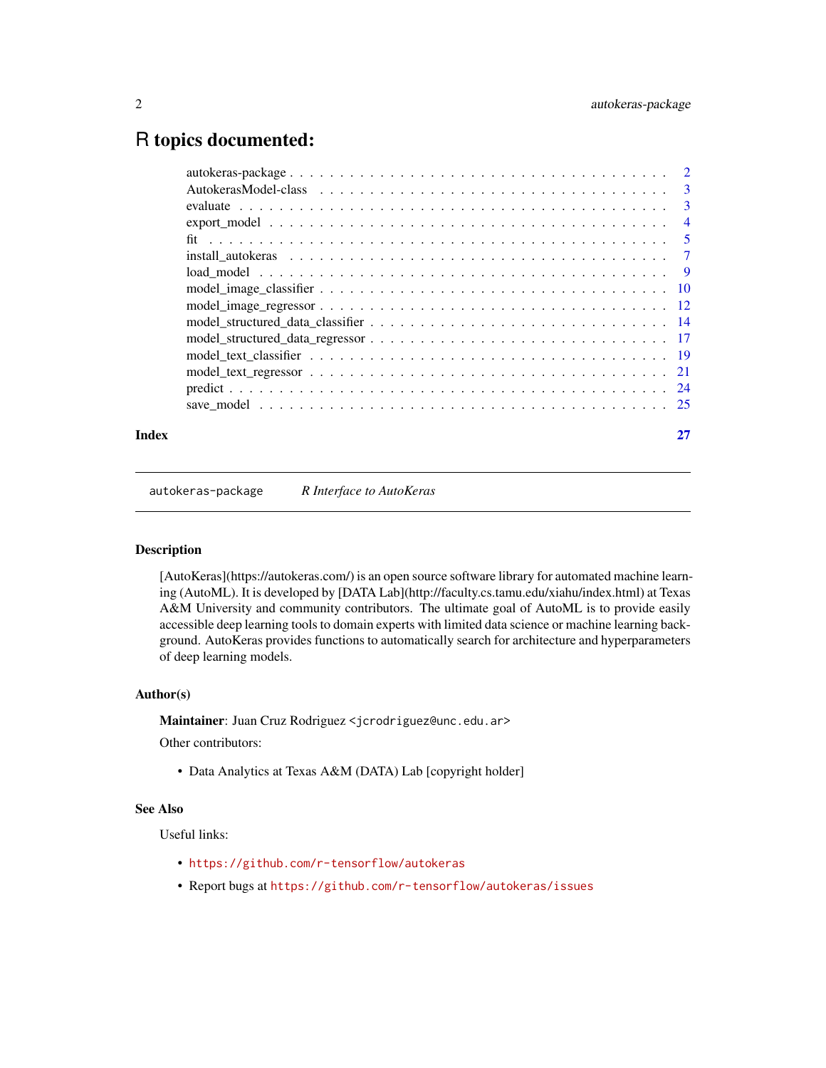# R topics documented:

| | |
|---|---|
| autokeras-package | 2 |
| AutokerasModel-class | 3 |
| evaluate | 3 |
| export_model | 4 |
| fit | 5 |
| install_autokeras | 7 |
| load_model | 9 |
| model_image_classifier | 10 |
| model_image_regressor | 12 |
| model_structured_data_classifier | 14 |
| model_structured_data_regressor | 17 |
| model_text_classifier | 19 |
| model_text_regressor | 21 |
| predict | 24 |
| save_model | 25 |
| **Index** | **27** |

---

`autokeras-package` *R Interface to AutoKeras*

---

### Description

[AutoKeras](https://autokeras.com/) is an open source software library for automated machine learning (AutoML). It is developed by [DATA Lab](http://faculty.cs.tamu.edu/xiahu/index.html) at Texas A&M University and community contributors. The ultimate goal of AutoML is to provide easily accessible deep learning tools to domain experts with limited data science or machine learning background. AutoKeras provides functions to automatically search for architecture and hyperparameters of deep learning models.

### Author(s)

**Maintainer**: Juan Cruz Rodriguez <`jcrodriguez@unc.edu.ar`>

Other contributors:

- Data Analytics at Texas A&M (DATA) Lab [copyright holder]

### See Also

Useful links:

- `https://github.com/r-tensorflow/autokeras`
- Report bugs at `https://github.com/r-tensorflow/autokeras/issues`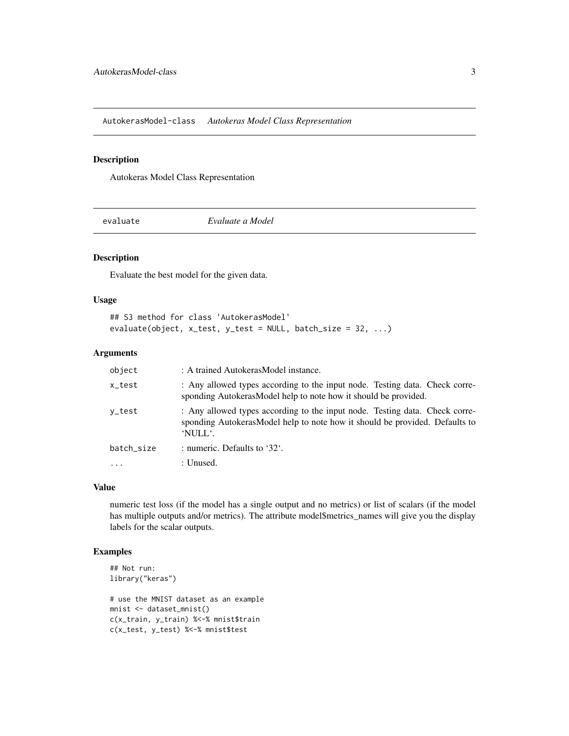## AutokerasModel-class — *Autokeras Model Class Representation*

### Description

Autokeras Model Class Representation

## evaluate — *Evaluate a Model*

### Description

Evaluate the best model for the given data.

### Usage

```
## S3 method for class 'AutokerasModel'
evaluate(object, x_test, y_test = NULL, batch_size = 32, ...)
```

### Arguments

| | |
|---|---|
| object | : A trained AutokerasModel instance. |
| x_test | : Any allowed types according to the input node. Testing data. Check corresponding AutokerasModel help to note how it should be provided. |
| y_test | : Any allowed types according to the input node. Testing data. Check corresponding AutokerasModel help to note how it should be provided. Defaults to 'NULL'. |
| batch_size | : numeric. Defaults to '32'. |
| ... | : Unused. |

### Value

numeric test loss (if the model has a single output and no metrics) or list of scalars (if the model has multiple outputs and/or metrics). The attribute model$metrics_names will give you the display labels for the scalar outputs.

### Examples

```
## Not run:
library("keras")

# use the MNIST dataset as an example
mnist <- dataset_mnist()
c(x_train, y_train) %<-% mnist$train
c(x_test, y_test) %<-% mnist$test
```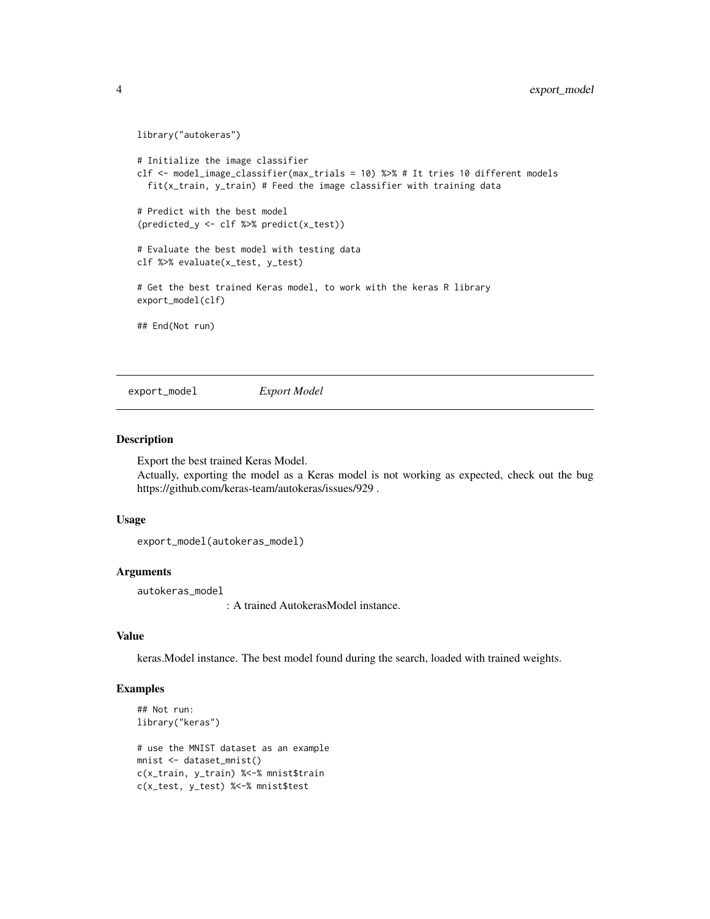```
library("autokeras")

# Initialize the image classifier
clf <- model_image_classifier(max_trials = 10) %>% # It tries 10 different models
  fit(x_train, y_train) # Feed the image classifier with training data

# Predict with the best model
(predicted_y <- clf %>% predict(x_test))

# Evaluate the best model with testing data
clf %>% evaluate(x_test, y_test)

# Get the best trained Keras model, to work with the keras R library
export_model(clf)

## End(Not run)
```

## export_model *Export Model*

### Description

Export the best trained Keras Model.
Actually, exporting the model as a Keras model is not working as expected, check out the bug https://github.com/keras-team/autokeras/issues/929 .

### Usage

```
export_model(autokeras_model)
```

### Arguments

`autokeras_model` : A trained AutokerasModel instance.

### Value

keras.Model instance. The best model found during the search, loaded with trained weights.

### Examples

```
## Not run:
library("keras")

# use the MNIST dataset as an example
mnist <- dataset_mnist()
c(x_train, y_train) %<-% mnist$train
c(x_test, y_test) %<-% mnist$test
```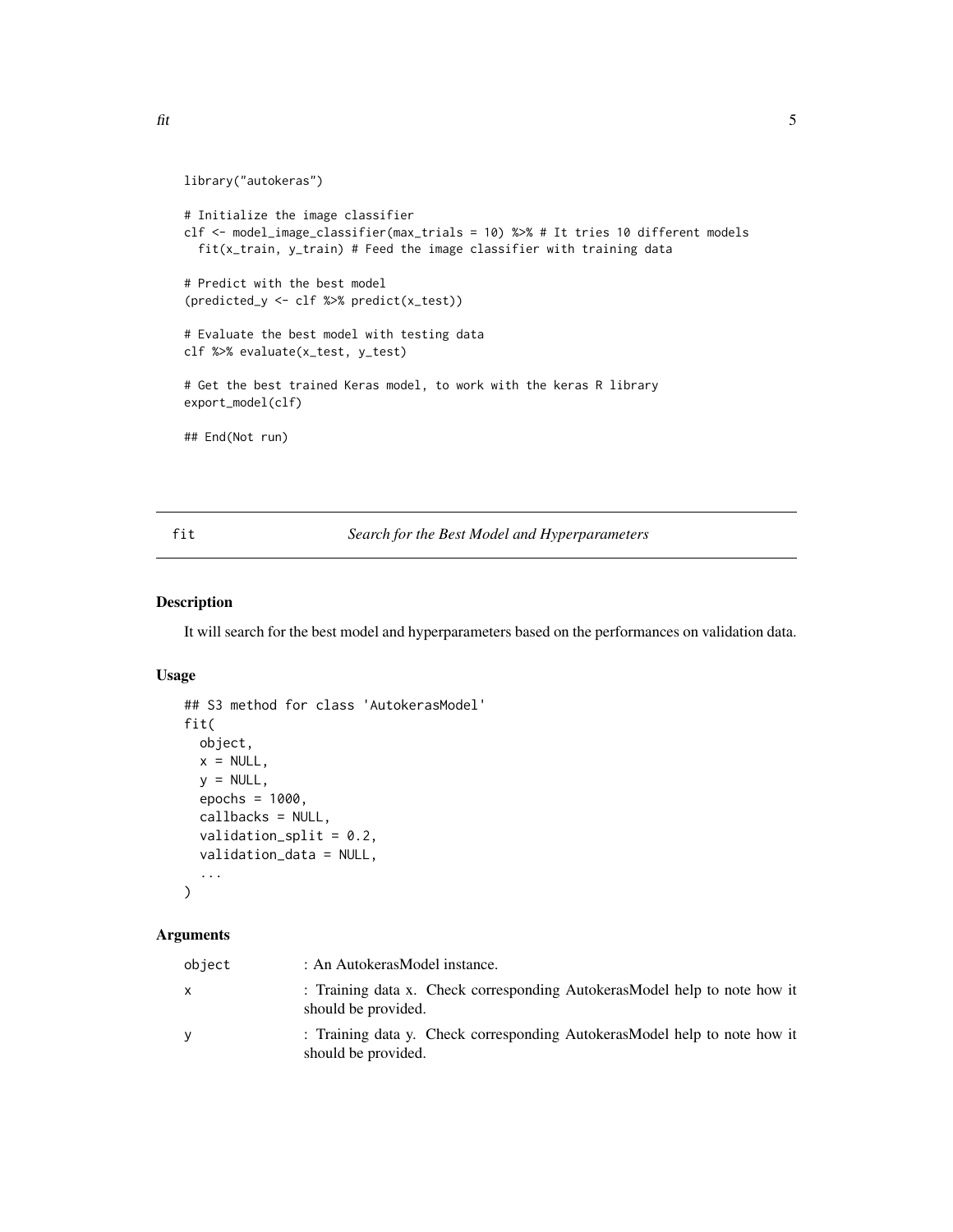```
library("autokeras")

# Initialize the image classifier
clf <- model_image_classifier(max_trials = 10) %>% # It tries 10 different models
  fit(x_train, y_train) # Feed the image classifier with training data

# Predict with the best model
(predicted_y <- clf %>% predict(x_test))

# Evaluate the best model with testing data
clf %>% evaluate(x_test, y_test)

# Get the best trained Keras model, to work with the keras R library
export_model(clf)

## End(Not run)
```

---

## fit — *Search for the Best Model and Hyperparameters*

### Description

It will search for the best model and hyperparameters based on the performances on validation data.

### Usage

```
## S3 method for class 'AutokerasModel'
fit(
  object,
  x = NULL,
  y = NULL,
  epochs = 1000,
  callbacks = NULL,
  validation_split = 0.2,
  validation_data = NULL,
  ...
)
```

### Arguments

| | |
|---|---|
| object | : An AutokerasModel instance. |
| x | : Training data x. Check corresponding AutokerasModel help to note how it should be provided. |
| y | : Training data y. Check corresponding AutokerasModel help to note how it should be provided. |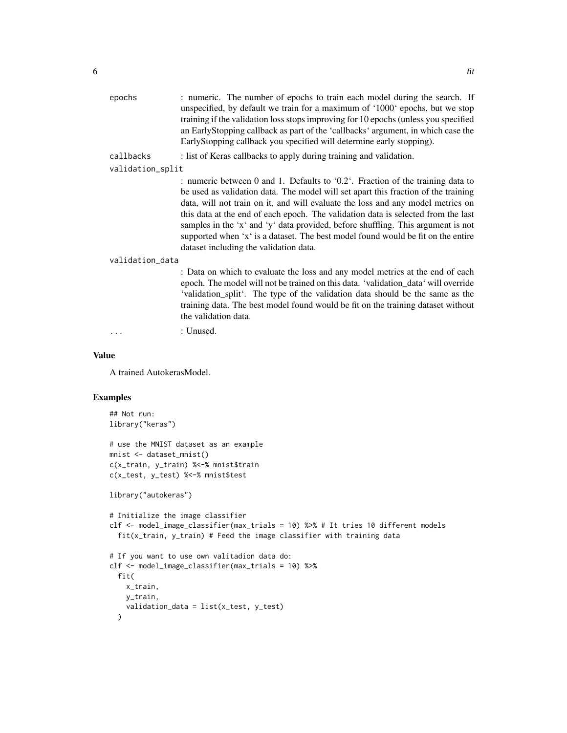epochs : numeric. The number of epochs to train each model during the search. If unspecified, by default we train for a maximum of '1000' epochs, but we stop training if the validation loss stops improving for 10 epochs (unless you specified an EarlyStopping callback as part of the 'callbacks' argument, in which case the EarlyStopping callback you specified will determine early stopping).

callbacks : list of Keras callbacks to apply during training and validation.

validation_split : numeric between 0 and 1. Defaults to '0.2'. Fraction of the training data to be used as validation data. The model will set apart this fraction of the training data, will not train on it, and will evaluate the loss and any model metrics on this data at the end of each epoch. The validation data is selected from the last samples in the 'x' and 'y' data provided, before shuffling. This argument is not supported when 'x' is a dataset. The best model found would be fit on the entire dataset including the validation data.

validation_data : Data on which to evaluate the loss and any model metrics at the end of each epoch. The model will not be trained on this data. 'validation_data' will override 'validation_split'. The type of the validation data should be the same as the training data. The best model found would be fit on the training dataset without the validation data.

... : Unused.

## Value

A trained AutokerasModel.

## Examples

```
## Not run:
library("keras")

# use the MNIST dataset as an example
mnist <- dataset_mnist()
c(x_train, y_train) %<-% mnist$train
c(x_test, y_test) %<-% mnist$test

library("autokeras")

# Initialize the image classifier
clf <- model_image_classifier(max_trials = 10) %>% # It tries 10 different models
  fit(x_train, y_train) # Feed the image classifier with training data

# If you want to use own valitadion data do:
clf <- model_image_classifier(max_trials = 10) %>%
  fit(
    x_train,
    y_train,
    validation_data = list(x_test, y_test)
  )
```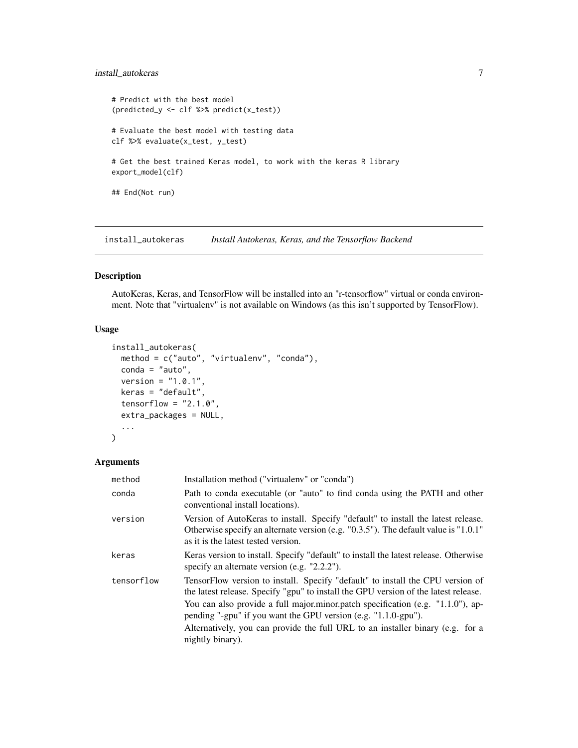```
# Predict with the best model
(predicted_y <- clf %>% predict(x_test))

# Evaluate the best model with testing data
clf %>% evaluate(x_test, y_test)

# Get the best trained Keras model, to work with the keras R library
export_model(clf)

## End(Not run)
```

## install_autokeras *Install Autokeras, Keras, and the Tensorflow Backend*

### Description

AutoKeras, Keras, and TensorFlow will be installed into an "r-tensorflow" virtual or conda environment. Note that "virtualenv" is not available on Windows (as this isn't supported by TensorFlow).

### Usage

```
install_autokeras(
  method = c("auto", "virtualenv", "conda"),
  conda = "auto",
  version = "1.0.1",
  keras = "default",
  tensorflow = "2.1.0",
  extra_packages = NULL,
  ...
)
```

### Arguments

| | |
|---|---|
| method | Installation method ("virtualenv" or "conda") |
| conda | Path to conda executable (or "auto" to find conda using the PATH and other conventional install locations). |
| version | Version of AutoKeras to install. Specify "default" to install the latest release. Otherwise specify an alternate version (e.g. "0.3.5"). The default value is "1.0.1" as it is the latest tested version. |
| keras | Keras version to install. Specify "default" to install the latest release. Otherwise specify an alternate version (e.g. "2.2.2"). |
| tensorflow | TensorFlow version to install. Specify "default" to install the CPU version of the latest release. Specify "gpu" to install the GPU version of the latest release. You can also provide a full major.minor.patch specification (e.g. "1.1.0"), appending "-gpu" if you want the GPU version (e.g. "1.1.0-gpu"). Alternatively, you can provide the full URL to an installer binary (e.g. for a nightly binary). |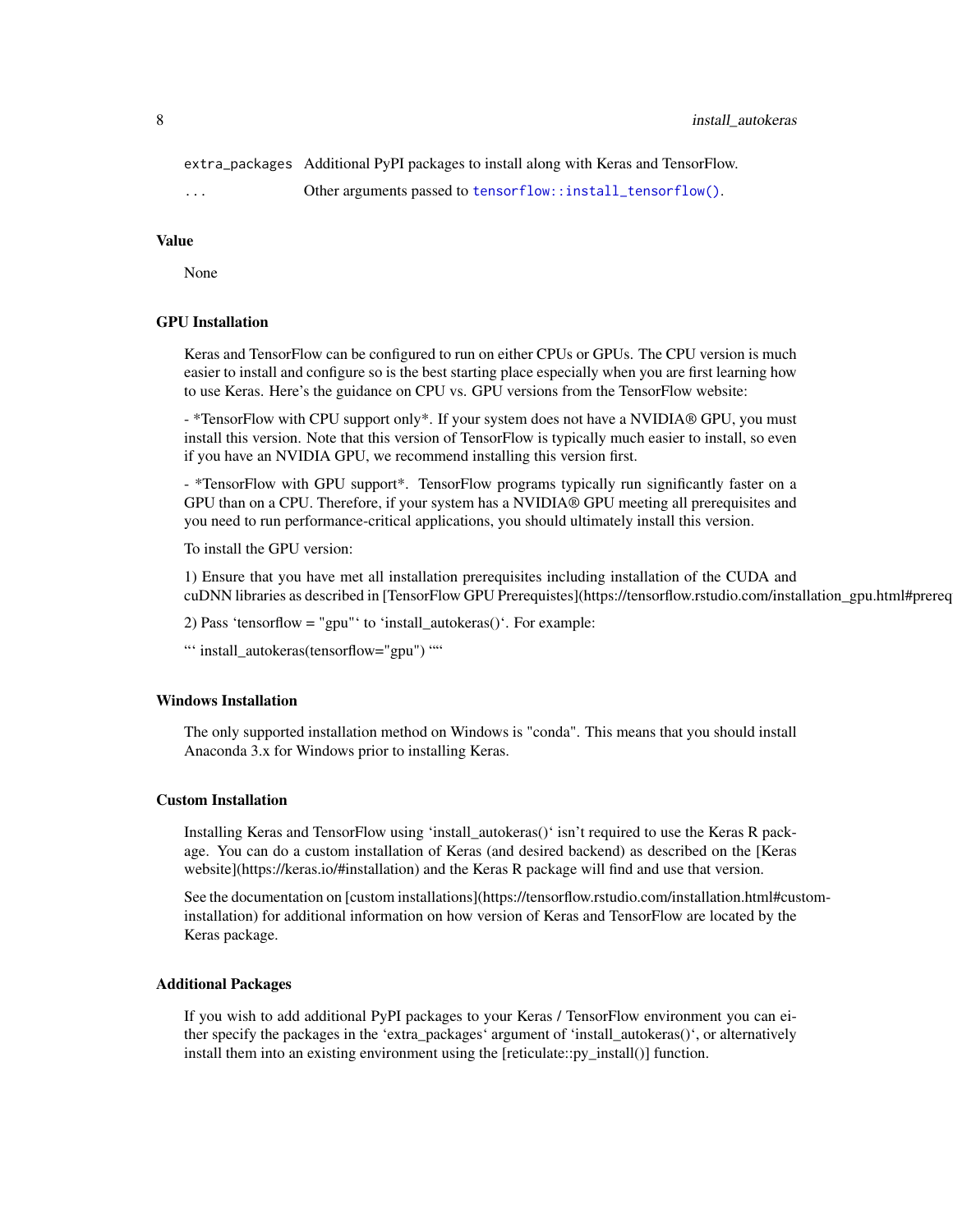| | |
|---|---|
| extra_packages | Additional PyPI packages to install along with Keras and TensorFlow. |
| ... | Other arguments passed to tensorflow::install_tensorflow(). |

## Value

None

## GPU Installation

Keras and TensorFlow can be configured to run on either CPUs or GPUs. The CPU version is much easier to install and configure so is the best starting place especially when you are first learning how to use Keras. Here's the guidance on CPU vs. GPU versions from the TensorFlow website:

- *TensorFlow with CPU support only*. If your system does not have a NVIDIA® GPU, you must install this version. Note that this version of TensorFlow is typically much easier to install, so even if you have an NVIDIA GPU, we recommend installing this version first.

- *TensorFlow with GPU support*. TensorFlow programs typically run significantly faster on a GPU than on a CPU. Therefore, if your system has a NVIDIA® GPU meeting all prerequisites and you need to run performance-critical applications, you should ultimately install this version.

To install the GPU version:

1) Ensure that you have met all installation prerequisites including installation of the CUDA and cuDNN libraries as described in [TensorFlow GPU Prerequestes](https://tensorflow.rstudio.com/installation_gpu.html#prereq

2) Pass 'tensorflow = "gpu"' to 'install_autokeras()'. For example:

''' install_autokeras(tensorflow="gpu") ''''

## Windows Installation

The only supported installation method on Windows is "conda". This means that you should install Anaconda 3.x for Windows prior to installing Keras.

## Custom Installation

Installing Keras and TensorFlow using 'install_autokeras()' isn't required to use the Keras R package. You can do a custom installation of Keras (and desired backend) as described on the [Keras website](https://keras.io/#installation) and the Keras R package will find and use that version.

See the documentation on [custom installations](https://tensorflow.rstudio.com/installation.html#custom-installation) for additional information on how version of Keras and TensorFlow are located by the Keras package.

## Additional Packages

If you wish to add additional PyPI packages to your Keras / TensorFlow environment you can either specify the packages in the 'extra_packages' argument of 'install_autokeras()', or alternatively install them into an existing environment using the [reticulate::py_install()] function.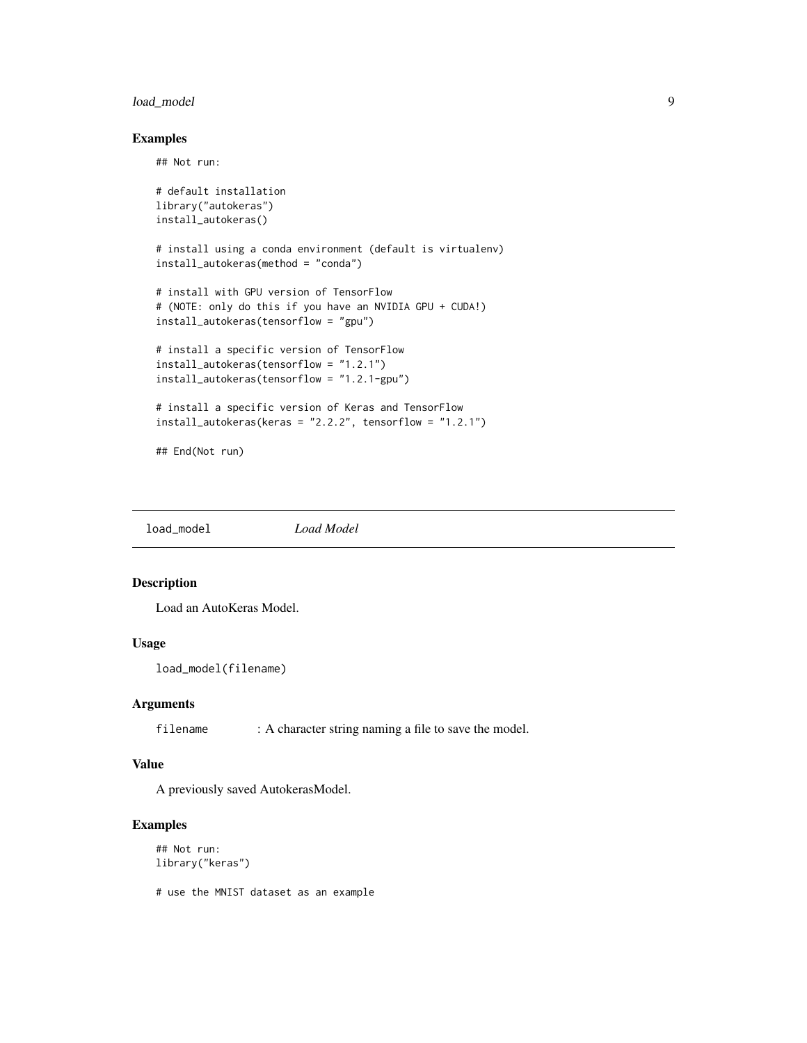### Examples

```
## Not run:

# default installation
library("autokeras")
install_autokeras()

# install using a conda environment (default is virtualenv)
install_autokeras(method = "conda")

# install with GPU version of TensorFlow
# (NOTE: only do this if you have an NVIDIA GPU + CUDA!)
install_autokeras(tensorflow = "gpu")

# install a specific version of TensorFlow
install_autokeras(tensorflow = "1.2.1")
install_autokeras(tensorflow = "1.2.1-gpu")

# install a specific version of Keras and TensorFlow
install_autokeras(keras = "2.2.2", tensorflow = "1.2.1")

## End(Not run)
```

## load_model    *Load Model*

### Description

Load an AutoKeras Model.

### Usage

```
load_model(filename)
```

### Arguments

| | |
|---|---|
| filename | : A character string naming a file to save the model. |

### Value

A previously saved AutokerasModel.

### Examples

```
## Not run:
library("keras")

# use the MNIST dataset as an example
```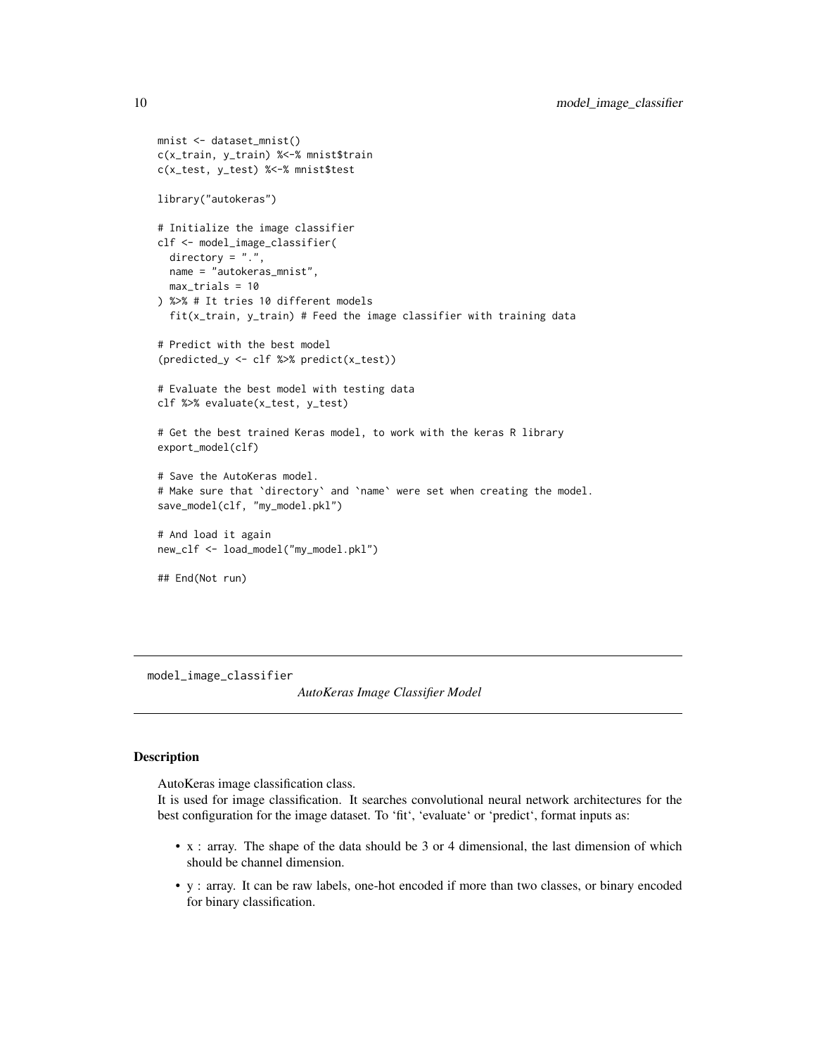```
mnist <- dataset_mnist()
c(x_train, y_train) %<-% mnist$train
c(x_test, y_test) %<-% mnist$test

library("autokeras")

# Initialize the image classifier
clf <- model_image_classifier(
  directory = ".",
  name = "autokeras_mnist",
  max_trials = 10
) %>% # It tries 10 different models
  fit(x_train, y_train) # Feed the image classifier with training data

# Predict with the best model
(predicted_y <- clf %>% predict(x_test))

# Evaluate the best model with testing data
clf %>% evaluate(x_test, y_test)

# Get the best trained Keras model, to work with the keras R library
export_model(clf)

# Save the AutoKeras model.
# Make sure that `directory` and `name` were set when creating the model.
save_model(clf, "my_model.pkl")

# And load it again
new_clf <- load_model("my_model.pkl")

## End(Not run)
```

## model_image_classifier

*AutoKeras Image Classifier Model*

### Description

AutoKeras image classification class.
It is used for image classification. It searches convolutional neural network architectures for the best configuration for the image dataset. To 'fit', 'evaluate' or 'predict', format inputs as:

- x : array. The shape of the data should be 3 or 4 dimensional, the last dimension of which should be channel dimension.
- y : array. It can be raw labels, one-hot encoded if more than two classes, or binary encoded for binary classification.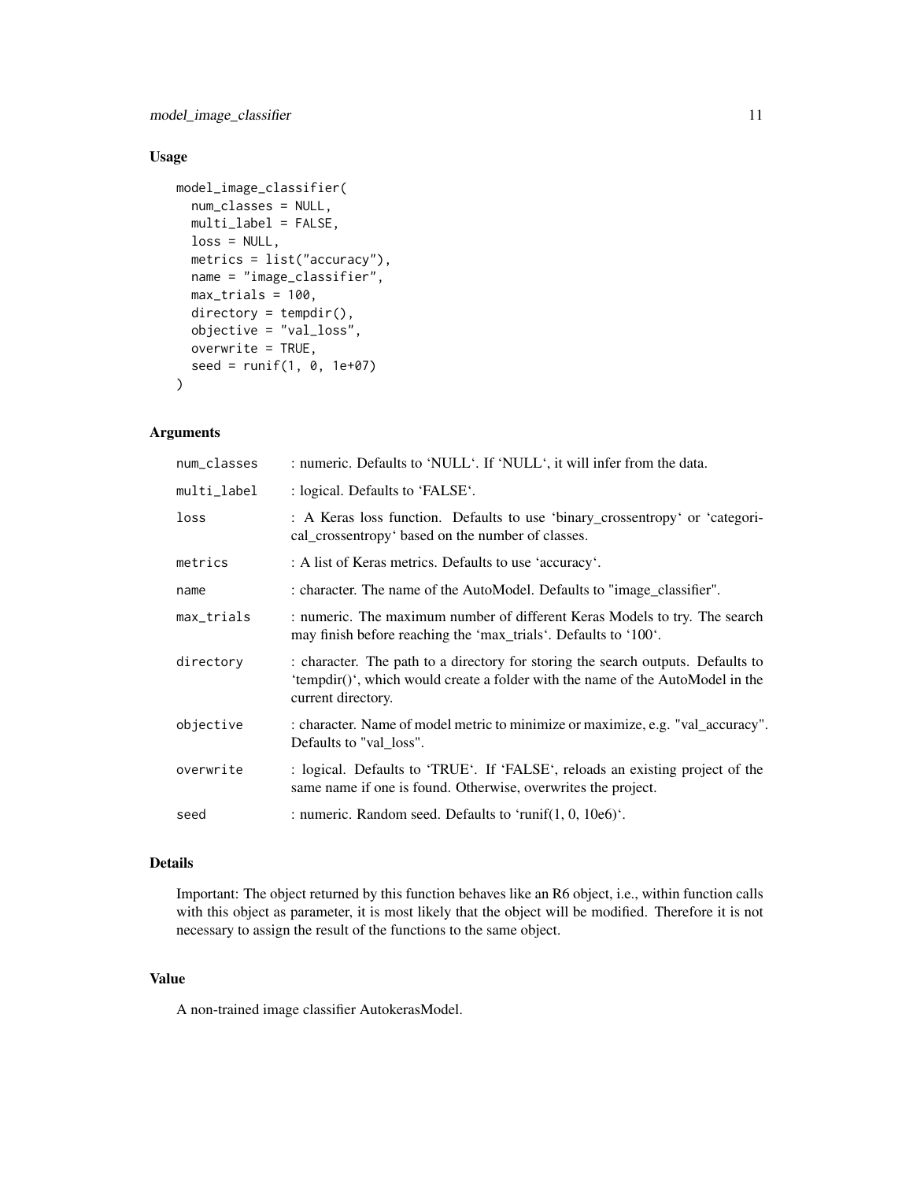## Usage

```
model_image_classifier(
  num_classes = NULL,
  multi_label = FALSE,
  loss = NULL,
  metrics = list("accuracy"),
  name = "image_classifier",
  max_trials = 100,
  directory = tempdir(),
  objective = "val_loss",
  overwrite = TRUE,
  seed = runif(1, 0, 1e+07)
)
```

## Arguments

| | |
|---|---|
| num_classes | : numeric. Defaults to ‘NULL‘. If ‘NULL‘, it will infer from the data. |
| multi_label | : logical. Defaults to ‘FALSE‘. |
| loss | : A Keras loss function. Defaults to use ‘binary_crossentropy‘ or ‘categorical_crossentropy‘ based on the number of classes. |
| metrics | : A list of Keras metrics. Defaults to use ‘accuracy‘. |
| name | : character. The name of the AutoModel. Defaults to "image_classifier". |
| max_trials | : numeric. The maximum number of different Keras Models to try. The search may finish before reaching the ‘max_trials‘. Defaults to ‘100‘. |
| directory | : character. The path to a directory for storing the search outputs. Defaults to ‘tempdir()‘, which would create a folder with the name of the AutoModel in the current directory. |
| objective | : character. Name of model metric to minimize or maximize, e.g. "val_accuracy". Defaults to "val_loss". |
| overwrite | : logical. Defaults to ‘TRUE‘. If ‘FALSE‘, reloads an existing project of the same name if one is found. Otherwise, overwrites the project. |
| seed | : numeric. Random seed. Defaults to ‘runif(1, 0, 10e6)‘. |

## Details

Important: The object returned by this function behaves like an R6 object, i.e., within function calls with this object as parameter, it is most likely that the object will be modified. Therefore it is not necessary to assign the result of the functions to the same object.

## Value

A non-trained image classifier AutokerasModel.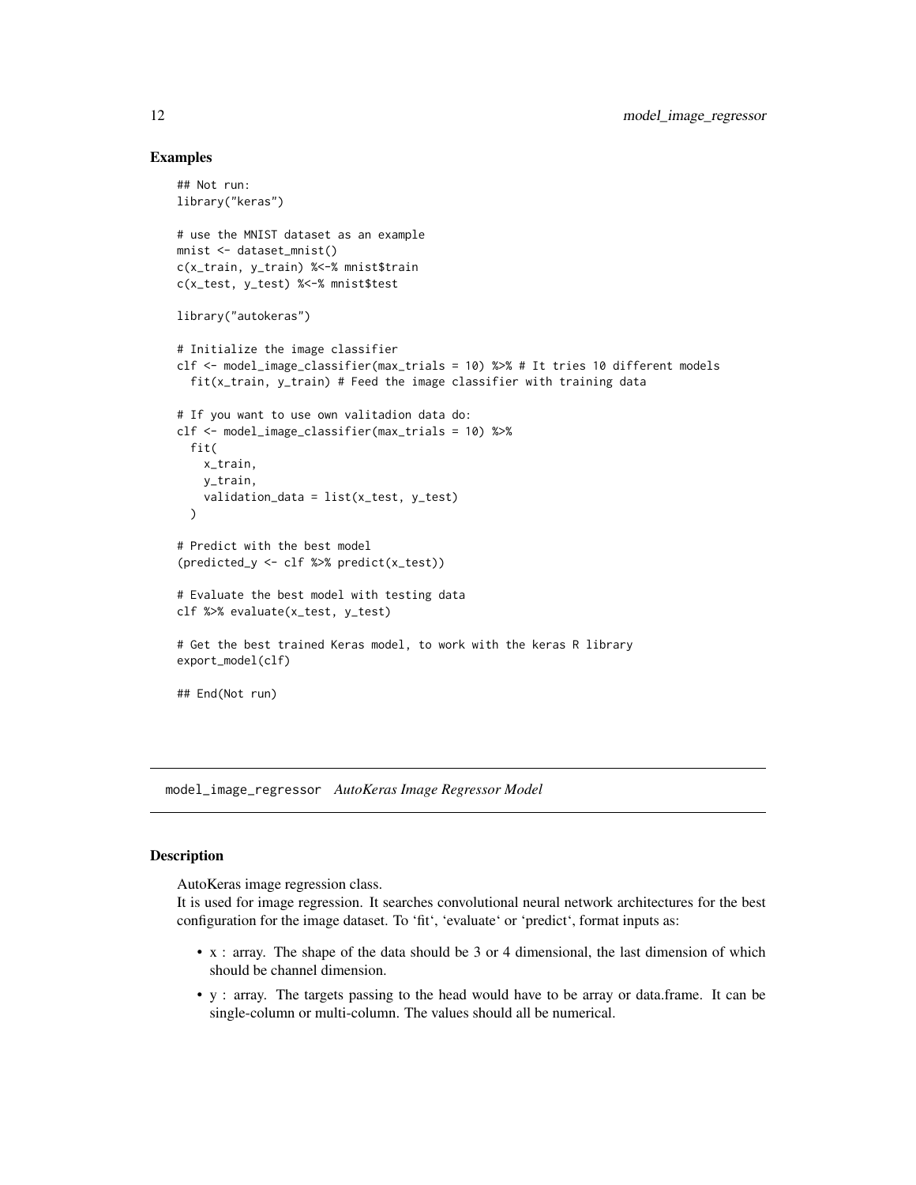### Examples

```
## Not run:
library("keras")

# use the MNIST dataset as an example
mnist <- dataset_mnist()
c(x_train, y_train) %<-% mnist$train
c(x_test, y_test) %<-% mnist$test

library("autokeras")

# Initialize the image classifier
clf <- model_image_classifier(max_trials = 10) %>% # It tries 10 different models
  fit(x_train, y_train) # Feed the image classifier with training data

# If you want to use own valitadion data do:
clf <- model_image_classifier(max_trials = 10) %>%
  fit(
    x_train,
    y_train,
    validation_data = list(x_test, y_test)
  )

# Predict with the best model
(predicted_y <- clf %>% predict(x_test))

# Evaluate the best model with testing data
clf %>% evaluate(x_test, y_test)

# Get the best trained Keras model, to work with the keras R library
export_model(clf)

## End(Not run)
```

---

## model_image_regressor *AutoKeras Image Regressor Model*

---

### Description

AutoKeras image regression class.
It is used for image regression. It searches convolutional neural network architectures for the best configuration for the image dataset. To 'fit', 'evaluate' or 'predict', format inputs as:

- x : array. The shape of the data should be 3 or 4 dimensional, the last dimension of which should be channel dimension.
- y : array. The targets passing to the head would have to be array or data.frame. It can be single-column or multi-column. The values should all be numerical.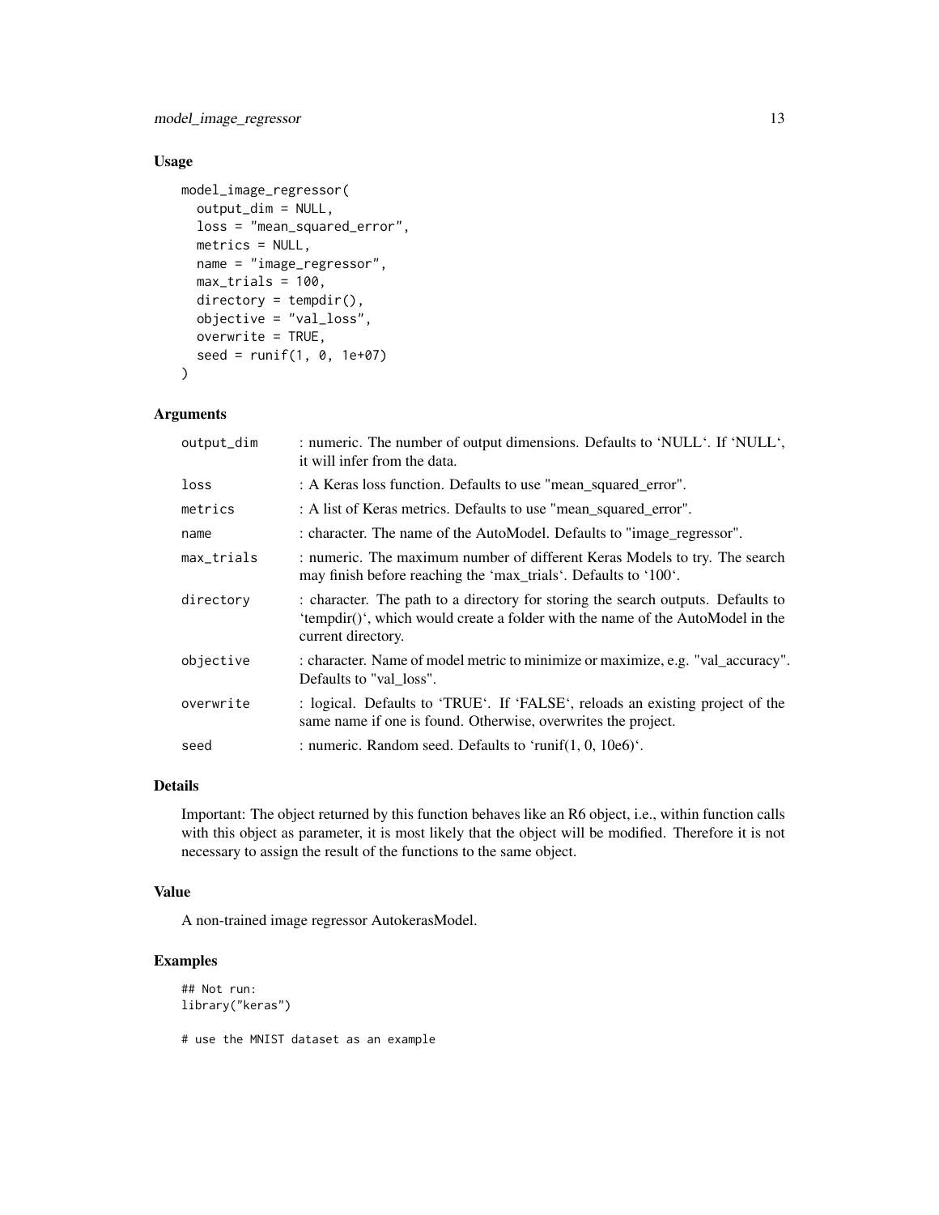## Usage

```
model_image_regressor(
  output_dim = NULL,
  loss = "mean_squared_error",
  metrics = NULL,
  name = "image_regressor",
  max_trials = 100,
  directory = tempdir(),
  objective = "val_loss",
  overwrite = TRUE,
  seed = runif(1, 0, 1e+07)
)
```

## Arguments

| | |
|---|---|
| output_dim | : numeric. The number of output dimensions. Defaults to 'NULL'. If 'NULL', it will infer from the data. |
| loss | : A Keras loss function. Defaults to use "mean_squared_error". |
| metrics | : A list of Keras metrics. Defaults to use "mean_squared_error". |
| name | : character. The name of the AutoModel. Defaults to "image_regressor". |
| max_trials | : numeric. The maximum number of different Keras Models to try. The search may finish before reaching the 'max_trials'. Defaults to '100'. |
| directory | : character. The path to a directory for storing the search outputs. Defaults to 'tempdir()', which would create a folder with the name of the AutoModel in the current directory. |
| objective | : character. Name of model metric to minimize or maximize, e.g. "val_accuracy". Defaults to "val_loss". |
| overwrite | : logical. Defaults to 'TRUE'. If 'FALSE', reloads an existing project of the same name if one is found. Otherwise, overwrites the project. |
| seed | : numeric. Random seed. Defaults to 'runif(1, 0, 10e6)'. |

## Details

Important: The object returned by this function behaves like an R6 object, i.e., within function calls with this object as parameter, it is most likely that the object will be modified. Therefore it is not necessary to assign the result of the functions to the same object.

## Value

A non-trained image regressor AutokerasModel.

## Examples

```
## Not run:
library("keras")

# use the MNIST dataset as an example
```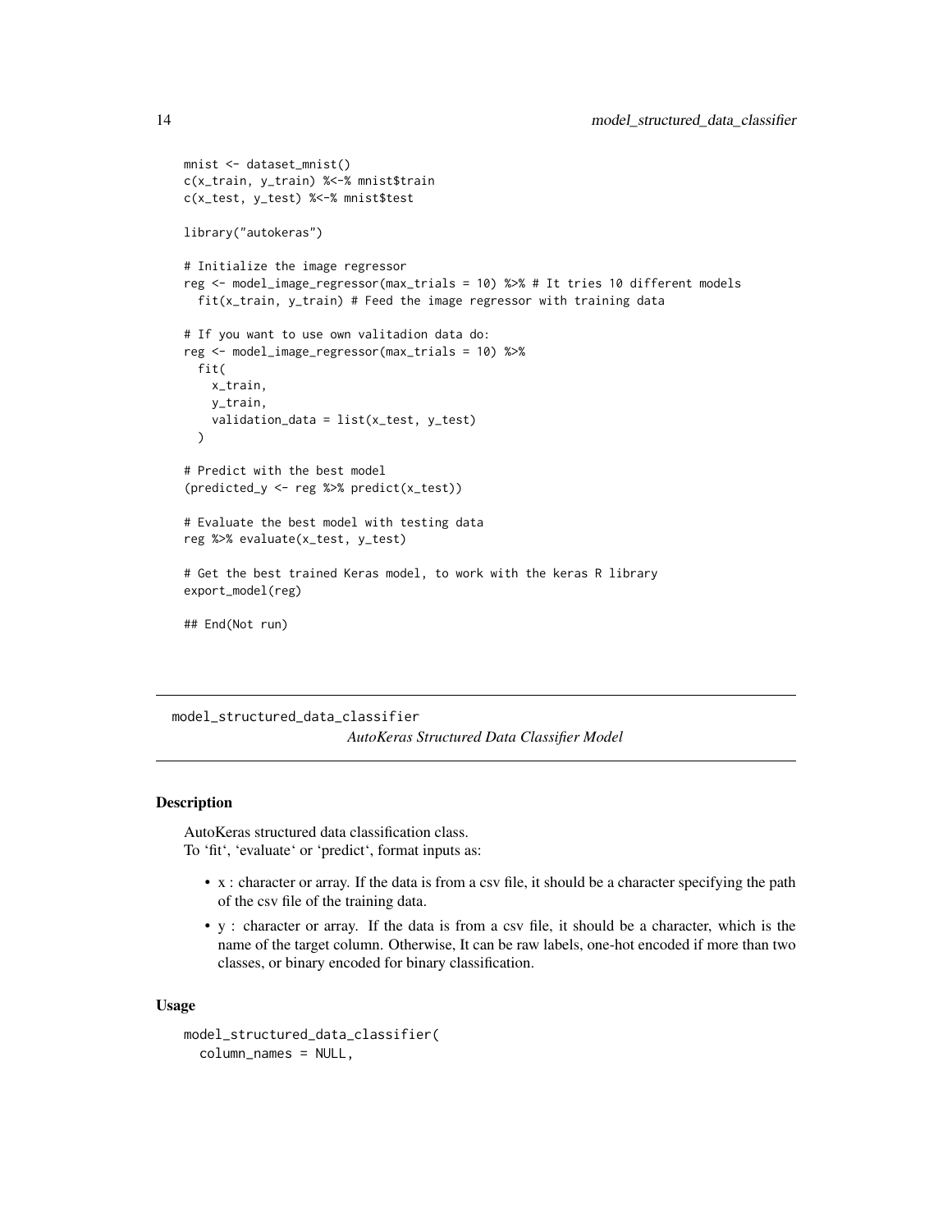```
mnist <- dataset_mnist()
c(x_train, y_train) %<-% mnist$train
c(x_test, y_test) %<-% mnist$test

library("autokeras")

# Initialize the image regressor
reg <- model_image_regressor(max_trials = 10) %>% # It tries 10 different models
  fit(x_train, y_train) # Feed the image regressor with training data

# If you want to use own valitadion data do:
reg <- model_image_regressor(max_trials = 10) %>%
  fit(
    x_train,
    y_train,
    validation_data = list(x_test, y_test)
  )

# Predict with the best model
(predicted_y <- reg %>% predict(x_test))

# Evaluate the best model with testing data
reg %>% evaluate(x_test, y_test)

# Get the best trained Keras model, to work with the keras R library
export_model(reg)

## End(Not run)
```

## model_structured_data_classifier

*AutoKeras Structured Data Classifier Model*

### Description

AutoKeras structured data classification class.
To 'fit', 'evaluate' or 'predict', format inputs as:

- x : character or array. If the data is from a csv file, it should be a character specifying the path of the csv file of the training data.
- y : character or array. If the data is from a csv file, it should be a character, which is the name of the target column. Otherwise, It can be raw labels, one-hot encoded if more than two classes, or binary encoded for binary classification.

### Usage

```
model_structured_data_classifier(
  column_names = NULL,
```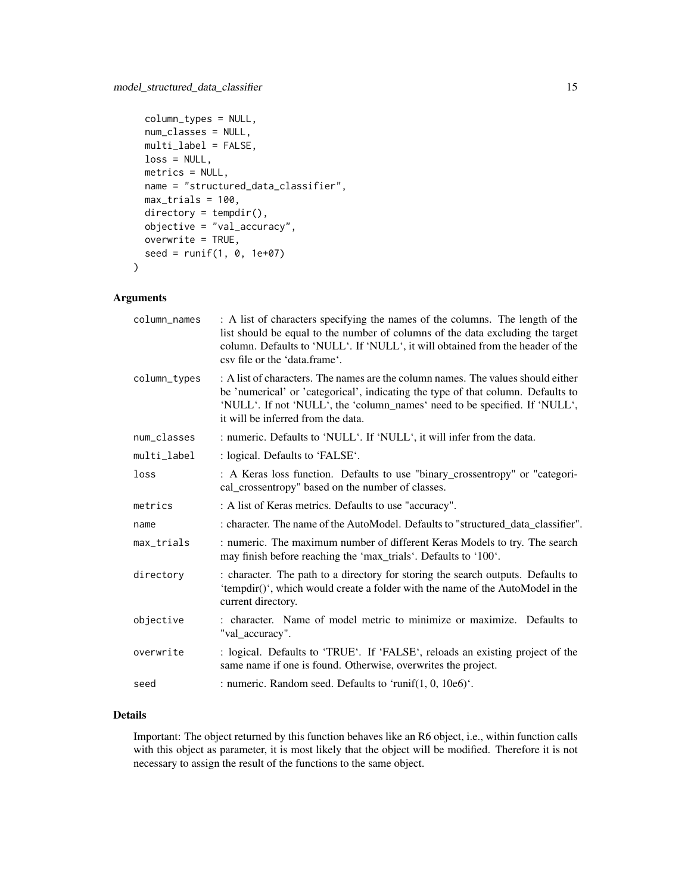```
  column_types = NULL,
  num_classes = NULL,
  multi_label = FALSE,
  loss = NULL,
  metrics = NULL,
  name = "structured_data_classifier",
  max_trials = 100,
  directory = tempdir(),
  objective = "val_accuracy",
  overwrite = TRUE,
  seed = runif(1, 0, 1e+07)
)
```

### Arguments

| | |
|---|---|
| `column_names` | : A list of characters specifying the names of the columns. The length of the list should be equal to the number of columns of the data excluding the target column. Defaults to 'NULL'. If 'NULL', it will obtained from the header of the csv file or the 'data.frame'. |
| `column_types` | : A list of characters. The names are the column names. The values should either be 'numerical' or 'categorical', indicating the type of that column. Defaults to 'NULL'. If not 'NULL', the 'column_names' need to be specified. If 'NULL', it will be inferred from the data. |
| `num_classes` | : numeric. Defaults to 'NULL'. If 'NULL', it will infer from the data. |
| `multi_label` | : logical. Defaults to 'FALSE'. |
| `loss` | : A Keras loss function. Defaults to use "binary_crossentropy" or "categorical_crossentropy" based on the number of classes. |
| `metrics` | : A list of Keras metrics. Defaults to use "accuracy". |
| `name` | : character. The name of the AutoModel. Defaults to "structured_data_classifier". |
| `max_trials` | : numeric. The maximum number of different Keras Models to try. The search may finish before reaching the 'max_trials'. Defaults to '100'. |
| `directory` | : character. The path to a directory for storing the search outputs. Defaults to 'tempdir()', which would create a folder with the name of the AutoModel in the current directory. |
| `objective` | : character. Name of model metric to minimize or maximize. Defaults to "val_accuracy". |
| `overwrite` | : logical. Defaults to 'TRUE'. If 'FALSE', reloads an existing project of the same name if one is found. Otherwise, overwrites the project. |
| `seed` | : numeric. Random seed. Defaults to 'runif(1, 0, 10e6)'. |

### Details

Important: The object returned by this function behaves like an R6 object, i.e., within function calls with this object as parameter, it is most likely that the object will be modified. Therefore it is not necessary to assign the result of the functions to the same object.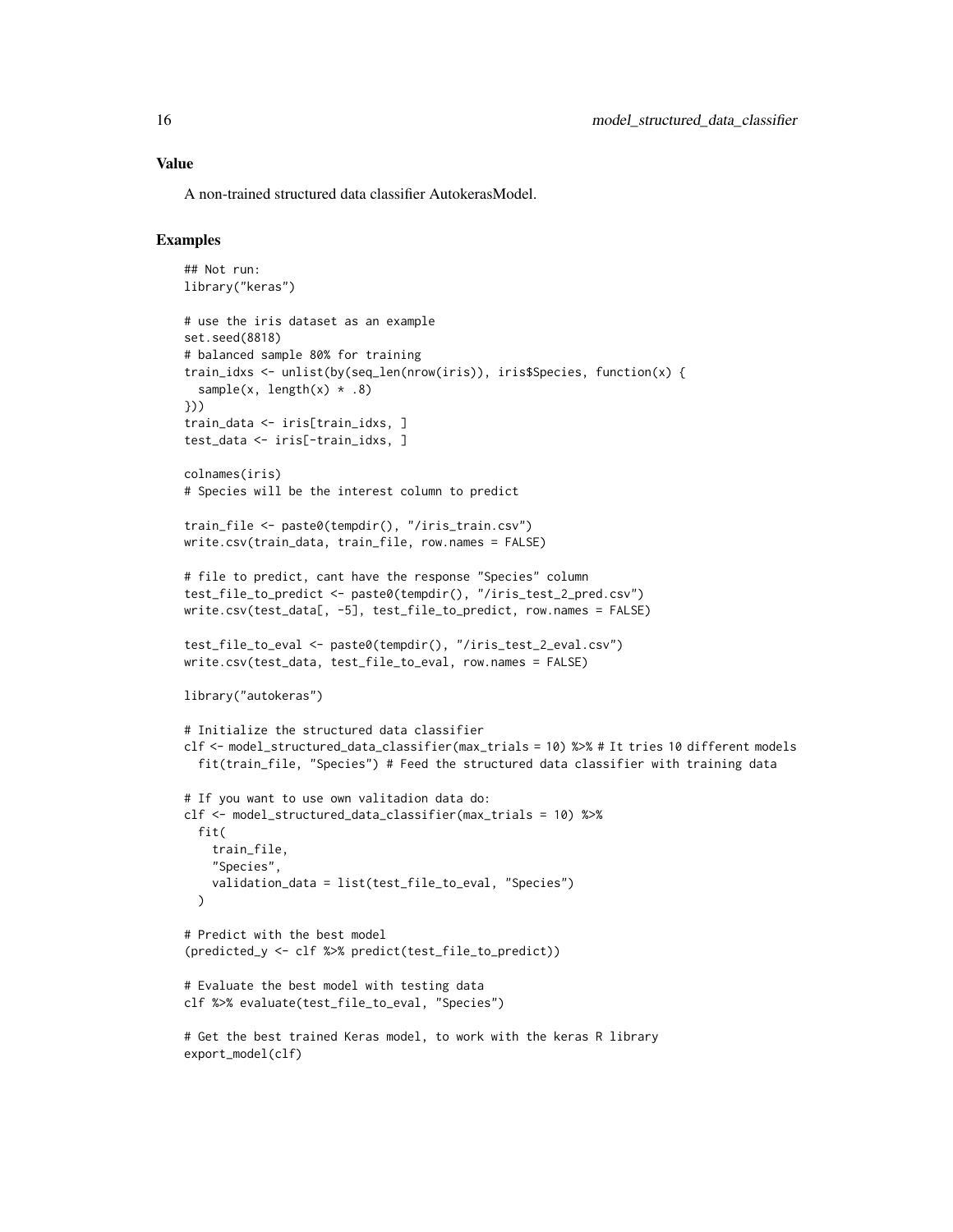### Value

A non-trained structured data classifier AutokerasModel.

### Examples

```
## Not run:
library("keras")

# use the iris dataset as an example
set.seed(8818)
# balanced sample 80% for training
train_idxs <- unlist(by(seq_len(nrow(iris)), iris$Species, function(x) {
  sample(x, length(x) * .8)
}))
train_data <- iris[train_idxs, ]
test_data <- iris[-train_idxs, ]

colnames(iris)
# Species will be the interest column to predict

train_file <- paste0(tempdir(), "/iris_train.csv")
write.csv(train_data, train_file, row.names = FALSE)

# file to predict, cant have the response "Species" column
test_file_to_predict <- paste0(tempdir(), "/iris_test_2_pred.csv")
write.csv(test_data[, -5], test_file_to_predict, row.names = FALSE)

test_file_to_eval <- paste0(tempdir(), "/iris_test_2_eval.csv")
write.csv(test_data, test_file_to_eval, row.names = FALSE)

library("autokeras")

# Initialize the structured data classifier
clf <- model_structured_data_classifier(max_trials = 10) %>% # It tries 10 different models
  fit(train_file, "Species") # Feed the structured data classifier with training data

# If you want to use own valitadion data do:
clf <- model_structured_data_classifier(max_trials = 10) %>%
  fit(
    train_file,
    "Species",
    validation_data = list(test_file_to_eval, "Species")
  )

# Predict with the best model
(predicted_y <- clf %>% predict(test_file_to_predict))

# Evaluate the best model with testing data
clf %>% evaluate(test_file_to_eval, "Species")

# Get the best trained Keras model, to work with the keras R library
export_model(clf)
```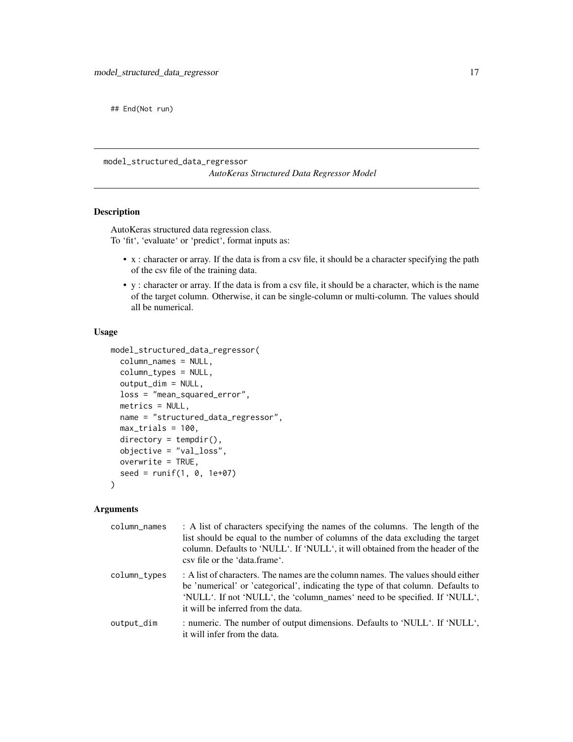```
## End(Not run)
```

---

## model_structured_data_regressor

*AutoKeras Structured Data Regressor Model*

### Description

AutoKeras structured data regression class.
To 'fit', 'evaluate' or 'predict', format inputs as:

- x : character or array. If the data is from a csv file, it should be a character specifying the path of the csv file of the training data.
- y : character or array. If the data is from a csv file, it should be a character, which is the name of the target column. Otherwise, it can be single-column or multi-column. The values should all be numerical.

### Usage

```
model_structured_data_regressor(
  column_names = NULL,
  column_types = NULL,
  output_dim = NULL,
  loss = "mean_squared_error",
  metrics = NULL,
  name = "structured_data_regressor",
  max_trials = 100,
  directory = tempdir(),
  objective = "val_loss",
  overwrite = TRUE,
  seed = runif(1, 0, 1e+07)
)
```

### Arguments

| | |
|---|---|
| column_names | : A list of characters specifying the names of the columns. The length of the list should be equal to the number of columns of the data excluding the target column. Defaults to 'NULL'. If 'NULL', it will obtained from the header of the csv file or the 'data.frame'. |
| column_types | : A list of characters. The names are the column names. The values should either be 'numerical' or 'categorical', indicating the type of that column. Defaults to 'NULL'. If not 'NULL', the 'column_names' need to be specified. If 'NULL', it will be inferred from the data. |
| output_dim | : numeric. The number of output dimensions. Defaults to 'NULL'. If 'NULL', it will infer from the data. |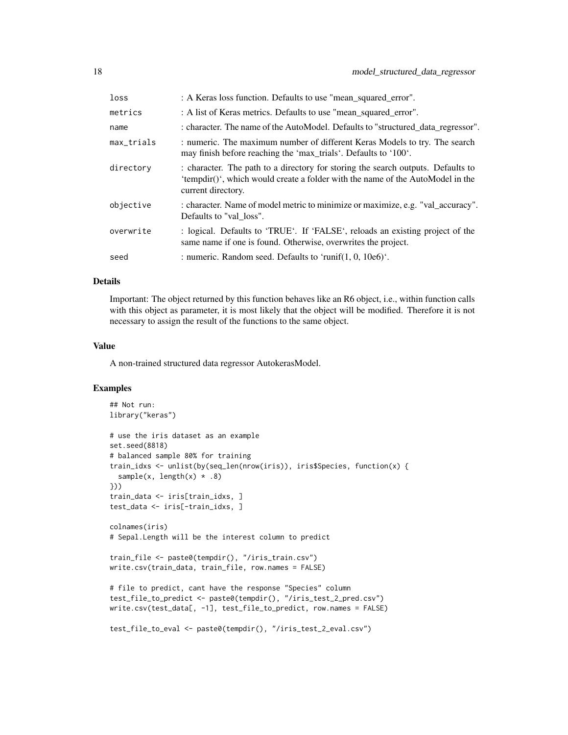| | |
|---|---|
| loss | : A Keras loss function. Defaults to use "mean_squared_error". |
| metrics | : A list of Keras metrics. Defaults to use "mean_squared_error". |
| name | : character. The name of the AutoModel. Defaults to "structured_data_regressor". |
| max_trials | : numeric. The maximum number of different Keras Models to try. The search may finish before reaching the 'max_trials'. Defaults to '100'. |
| directory | : character. The path to a directory for storing the search outputs. Defaults to 'tempdir()', which would create a folder with the name of the AutoModel in the current directory. |
| objective | : character. Name of model metric to minimize or maximize, e.g. "val_accuracy". Defaults to "val_loss". |
| overwrite | : logical. Defaults to 'TRUE'. If 'FALSE', reloads an existing project of the same name if one is found. Otherwise, overwrites the project. |
| seed | : numeric. Random seed. Defaults to 'runif(1, 0, 10e6)'. |

### Details

Important: The object returned by this function behaves like an R6 object, i.e., within function calls with this object as parameter, it is most likely that the object will be modified. Therefore it is not necessary to assign the result of the functions to the same object.

### Value

A non-trained structured data regressor AutokerasModel.

### Examples

```
## Not run:
library("keras")

# use the iris dataset as an example
set.seed(8818)
# balanced sample 80% for training
train_idxs <- unlist(by(seq_len(nrow(iris)), iris$Species, function(x) {
  sample(x, length(x) * .8)
}))
train_data <- iris[train_idxs, ]
test_data <- iris[-train_idxs, ]

colnames(iris)
# Sepal.Length will be the interest column to predict

train_file <- paste0(tempdir(), "/iris_train.csv")
write.csv(train_data, train_file, row.names = FALSE)

# file to predict, cant have the response "Species" column
test_file_to_predict <- paste0(tempdir(), "/iris_test_2_pred.csv")
write.csv(test_data[, -1], test_file_to_predict, row.names = FALSE)

test_file_to_eval <- paste0(tempdir(), "/iris_test_2_eval.csv")
```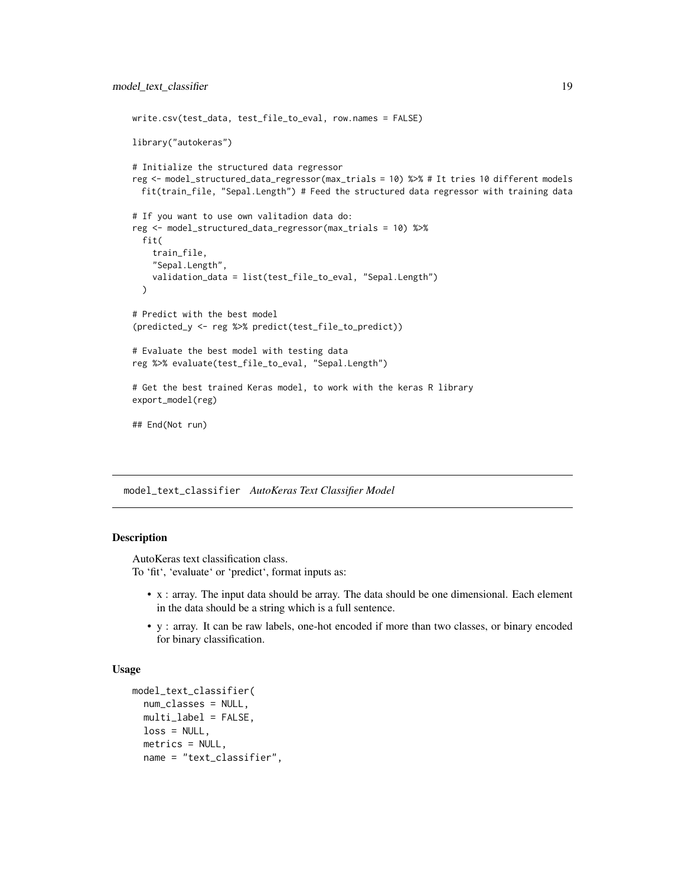```r
write.csv(test_data, test_file_to_eval, row.names = FALSE)

library("autokeras")

# Initialize the structured data regressor
reg <- model_structured_data_regressor(max_trials = 10) %>% # It tries 10 different models
  fit(train_file, "Sepal.Length") # Feed the structured data regressor with training data

# If you want to use own valitadion data do:
reg <- model_structured_data_regressor(max_trials = 10) %>%
  fit(
    train_file,
    "Sepal.Length",
    validation_data = list(test_file_to_eval, "Sepal.Length")
  )

# Predict with the best model
(predicted_y <- reg %>% predict(test_file_to_predict))

# Evaluate the best model with testing data
reg %>% evaluate(test_file_to_eval, "Sepal.Length")

# Get the best trained Keras model, to work with the keras R library
export_model(reg)

## End(Not run)
```

---

## model_text_classifier *AutoKeras Text Classifier Model*

### Description

AutoKeras text classification class.
To 'fit', 'evaluate' or 'predict', format inputs as:

- x : array. The input data should be array. The data should be one dimensional. Each element in the data should be a string which is a full sentence.
- y : array. It can be raw labels, one-hot encoded if more than two classes, or binary encoded for binary classification.

### Usage

```r
model_text_classifier(
  num_classes = NULL,
  multi_label = FALSE,
  loss = NULL,
  metrics = NULL,
  name = "text_classifier",
```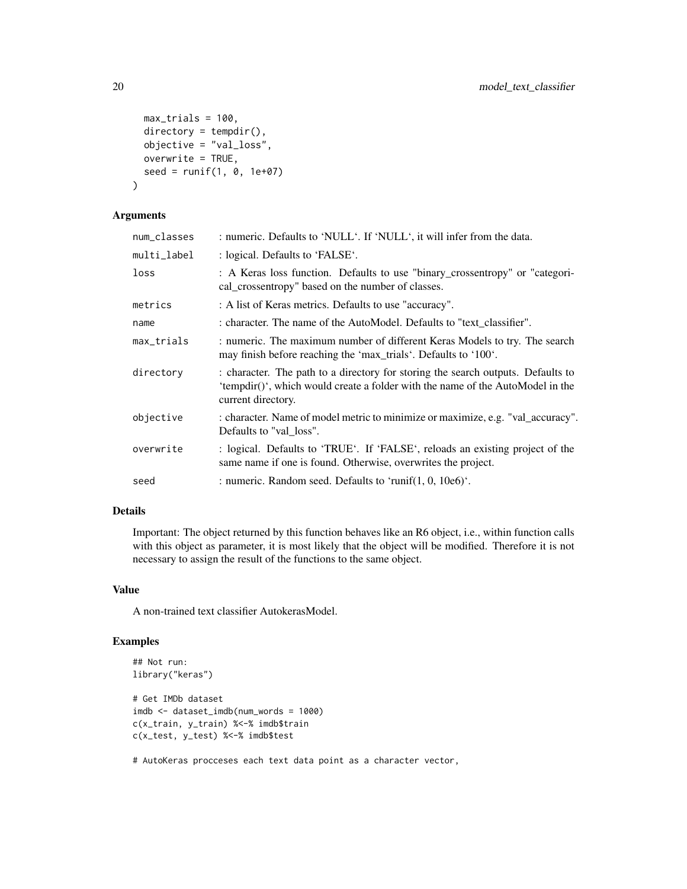```
  max_trials = 100,
  directory = tempdir(),
  objective = "val_loss",
  overwrite = TRUE,
  seed = runif(1, 0, 1e+07)
)
```

### Arguments

| | |
|---|---|
| num_classes | : numeric. Defaults to 'NULL'. If 'NULL', it will infer from the data. |
| multi_label | : logical. Defaults to 'FALSE'. |
| loss | : A Keras loss function. Defaults to use "binary_crossentropy" or "categorical_crossentropy" based on the number of classes. |
| metrics | : A list of Keras metrics. Defaults to use "accuracy". |
| name | : character. The name of the AutoModel. Defaults to "text_classifier". |
| max_trials | : numeric. The maximum number of different Keras Models to try. The search may finish before reaching the 'max_trials'. Defaults to '100'. |
| directory | : character. The path to a directory for storing the search outputs. Defaults to 'tempdir()', which would create a folder with the name of the AutoModel in the current directory. |
| objective | : character. Name of model metric to minimize or maximize, e.g. "val_accuracy". Defaults to "val_loss". |
| overwrite | : logical. Defaults to 'TRUE'. If 'FALSE', reloads an existing project of the same name if one is found. Otherwise, overwrites the project. |
| seed | : numeric. Random seed. Defaults to 'runif(1, 0, 10e6)'. |

### Details

Important: The object returned by this function behaves like an R6 object, i.e., within function calls with this object as parameter, it is most likely that the object will be modified. Therefore it is not necessary to assign the result of the functions to the same object.

### Value

A non-trained text classifier AutokerasModel.

### Examples

```
## Not run:
library("keras")

# Get IMDb dataset
imdb <- dataset_imdb(num_words = 1000)
c(x_train, y_train) %<-% imdb$train
c(x_test, y_test) %<-% imdb$test

# AutoKeras procceses each text data point as a character vector,
```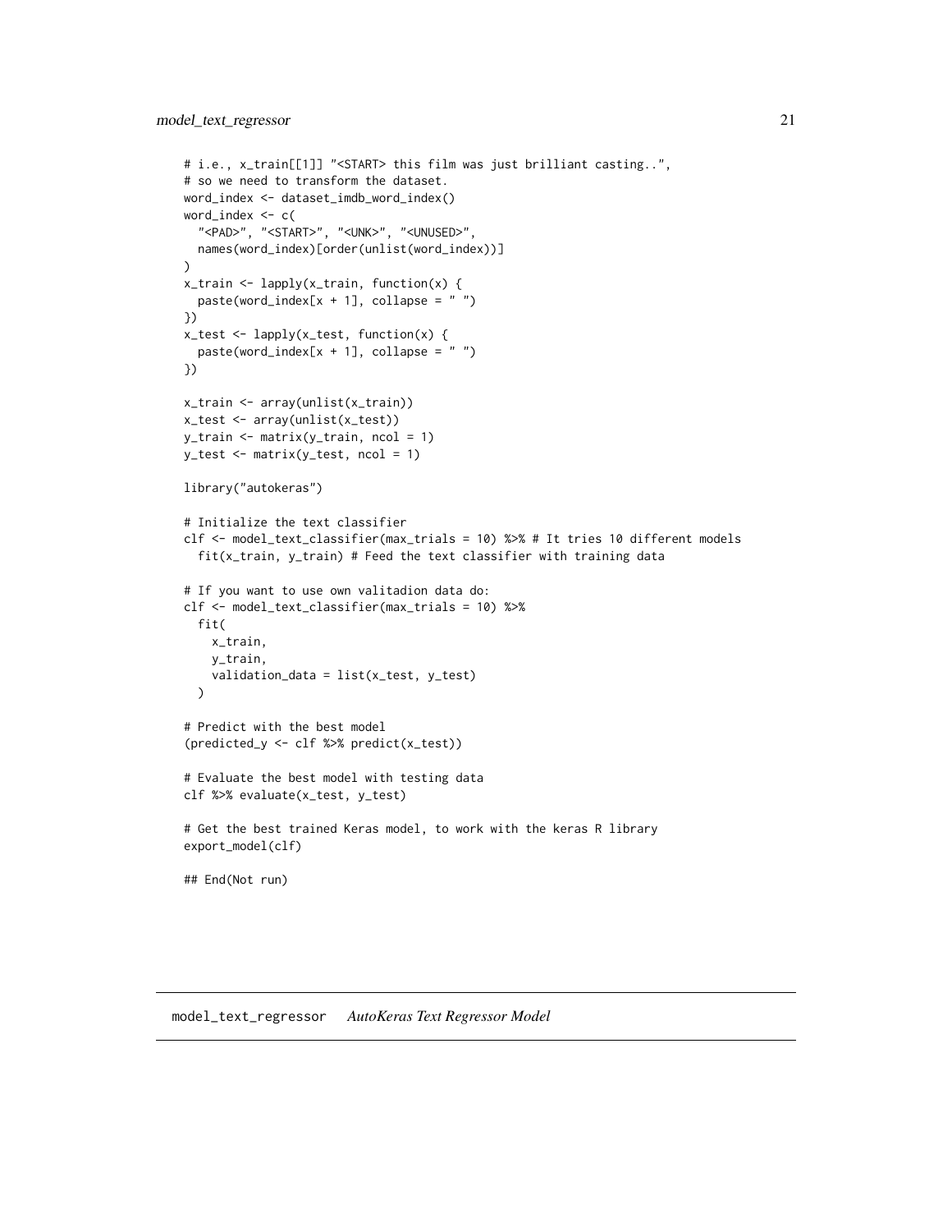```
# i.e., x_train[[1]] "<START> this film was just brilliant casting..",
# so we need to transform the dataset.
word_index <- dataset_imdb_word_index()
word_index <- c(
  "<PAD>", "<START>", "<UNK>", "<UNUSED>",
  names(word_index)[order(unlist(word_index))]
)
x_train <- lapply(x_train, function(x) {
  paste(word_index[x + 1], collapse = " ")
})
x_test <- lapply(x_test, function(x) {
  paste(word_index[x + 1], collapse = " ")
})

x_train <- array(unlist(x_train))
x_test <- array(unlist(x_test))
y_train <- matrix(y_train, ncol = 1)
y_test <- matrix(y_test, ncol = 1)

library("autokeras")

# Initialize the text classifier
clf <- model_text_classifier(max_trials = 10) %>% # It tries 10 different models
  fit(x_train, y_train) # Feed the text classifier with training data

# If you want to use own valitadion data do:
clf <- model_text_classifier(max_trials = 10) %>%
  fit(
    x_train,
    y_train,
    validation_data = list(x_test, y_test)
  )

# Predict with the best model
(predicted_y <- clf %>% predict(x_test))

# Evaluate the best model with testing data
clf %>% evaluate(x_test, y_test)

# Get the best trained Keras model, to work with the keras R library
export_model(clf)

## End(Not run)
```

## model_text_regressor *AutoKeras Text Regressor Model*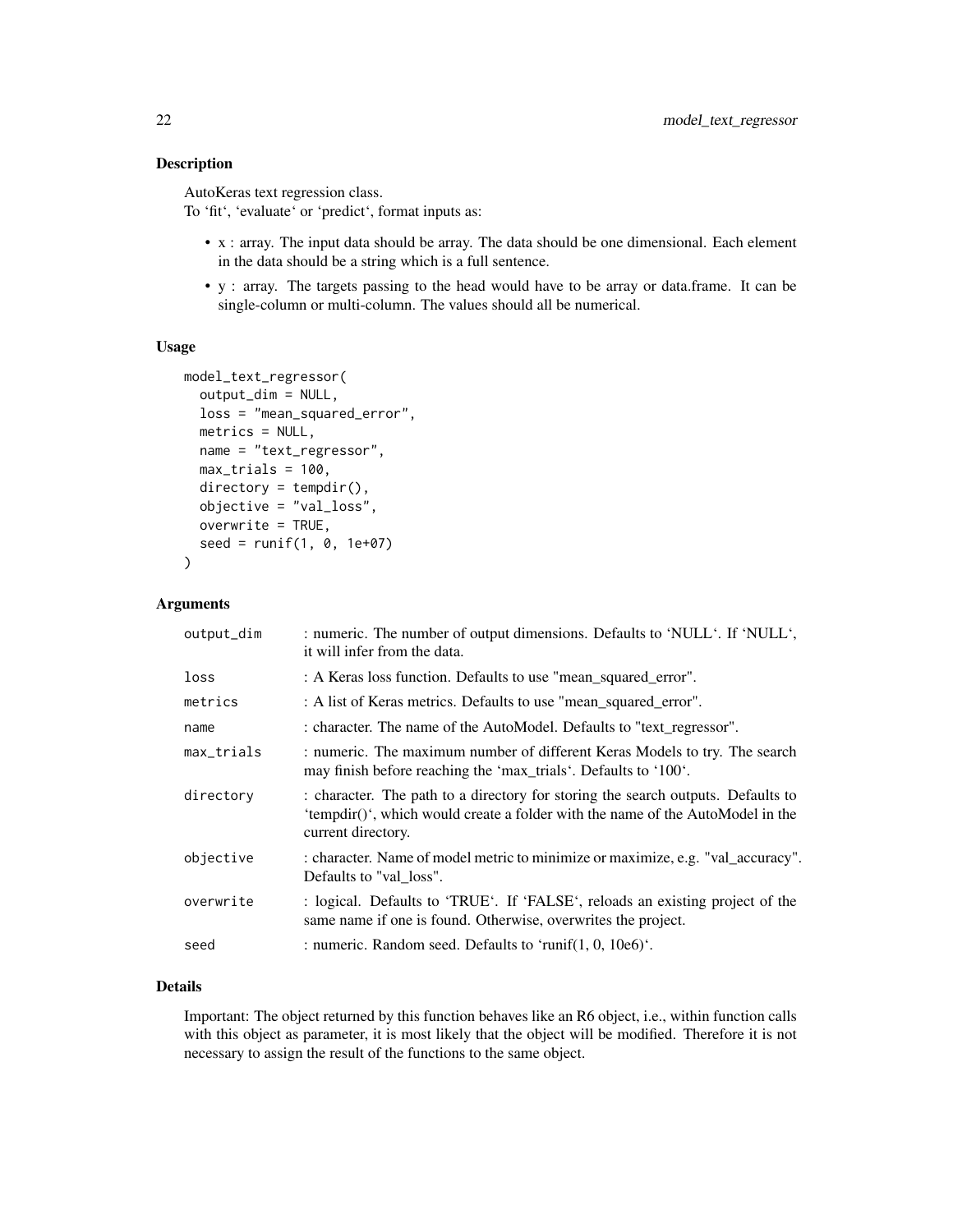## Description

AutoKeras text regression class.
To 'fit', 'evaluate' or 'predict', format inputs as:

- x : array. The input data should be array. The data should be one dimensional. Each element in the data should be a string which is a full sentence.
- y : array. The targets passing to the head would have to be array or data.frame. It can be single-column or multi-column. The values should all be numerical.

## Usage

```
model_text_regressor(
  output_dim = NULL,
  loss = "mean_squared_error",
  metrics = NULL,
  name = "text_regressor",
  max_trials = 100,
  directory = tempdir(),
  objective = "val_loss",
  overwrite = TRUE,
  seed = runif(1, 0, 1e+07)
)
```

## Arguments

| | |
|---|---|
| output_dim | : numeric. The number of output dimensions. Defaults to 'NULL'. If 'NULL', it will infer from the data. |
| loss | : A Keras loss function. Defaults to use "mean_squared_error". |
| metrics | : A list of Keras metrics. Defaults to use "mean_squared_error". |
| name | : character. The name of the AutoModel. Defaults to "text_regressor". |
| max_trials | : numeric. The maximum number of different Keras Models to try. The search may finish before reaching the 'max_trials'. Defaults to '100'. |
| directory | : character. The path to a directory for storing the search outputs. Defaults to 'tempdir()', which would create a folder with the name of the AutoModel in the current directory. |
| objective | : character. Name of model metric to minimize or maximize, e.g. "val_accuracy". Defaults to "val_loss". |
| overwrite | : logical. Defaults to 'TRUE'. If 'FALSE', reloads an existing project of the same name if one is found. Otherwise, overwrites the project. |
| seed | : numeric. Random seed. Defaults to 'runif(1, 0, 10e6)'. |

## Details

Important: The object returned by this function behaves like an R6 object, i.e., within function calls with this object as parameter, it is most likely that the object will be modified. Therefore it is not necessary to assign the result of the functions to the same object.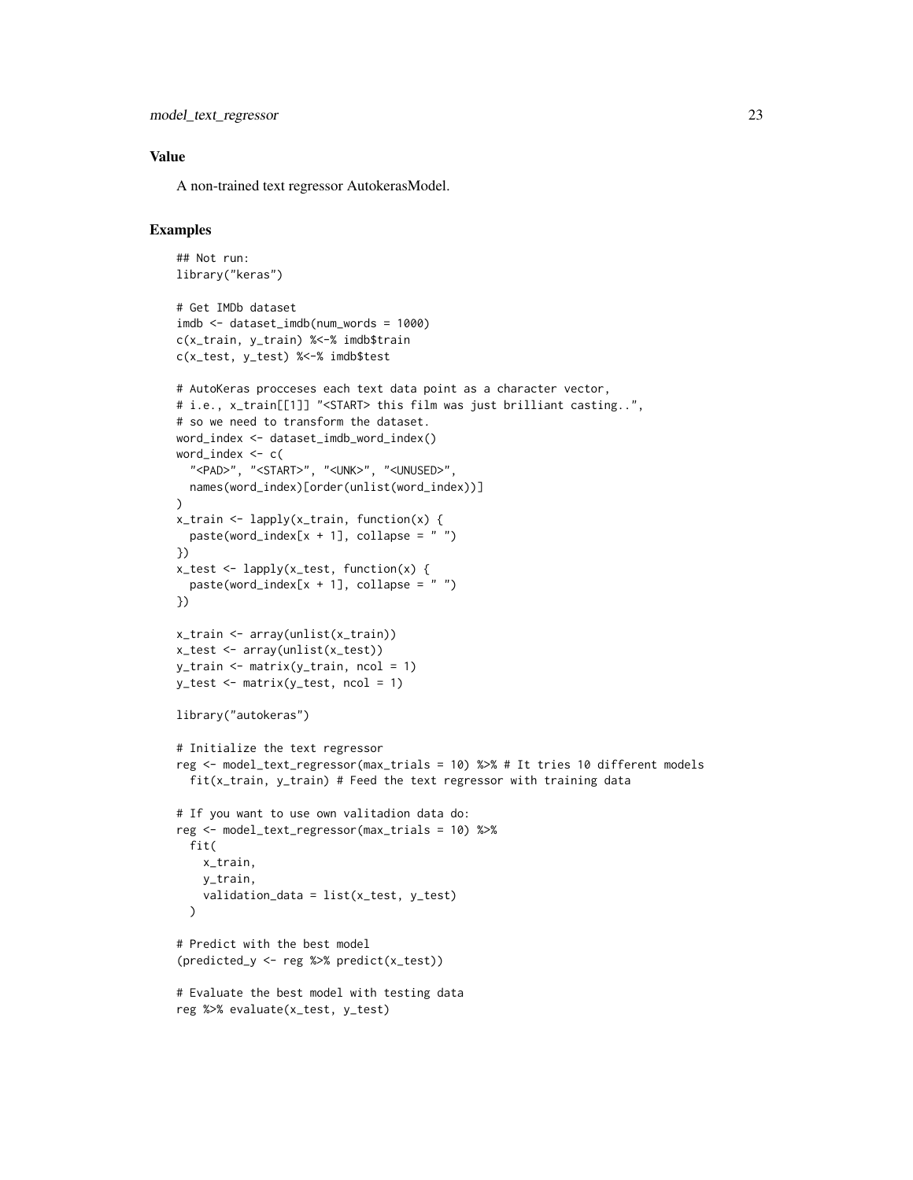## Value

A non-trained text regressor AutokerasModel.

## Examples

```
## Not run:
library("keras")

# Get IMDb dataset
imdb <- dataset_imdb(num_words = 1000)
c(x_train, y_train) %<-% imdb$train
c(x_test, y_test) %<-% imdb$test

# AutoKeras procceses each text data point as a character vector,
# i.e., x_train[[1]] "<START> this film was just brilliant casting..",
# so we need to transform the dataset.
word_index <- dataset_imdb_word_index()
word_index <- c(
  "<PAD>", "<START>", "<UNK>", "<UNUSED>",
  names(word_index)[order(unlist(word_index))]
)
x_train <- lapply(x_train, function(x) {
  paste(word_index[x + 1], collapse = " ")
})
x_test <- lapply(x_test, function(x) {
  paste(word_index[x + 1], collapse = " ")
})

x_train <- array(unlist(x_train))
x_test <- array(unlist(x_test))
y_train <- matrix(y_train, ncol = 1)
y_test <- matrix(y_test, ncol = 1)

library("autokeras")

# Initialize the text regressor
reg <- model_text_regressor(max_trials = 10) %>% # It tries 10 different models
  fit(x_train, y_train) # Feed the text regressor with training data

# If you want to use own valitadion data do:
reg <- model_text_regressor(max_trials = 10) %>%
  fit(
    x_train,
    y_train,
    validation_data = list(x_test, y_test)
  )

# Predict with the best model
(predicted_y <- reg %>% predict(x_test))

# Evaluate the best model with testing data
reg %>% evaluate(x_test, y_test)
```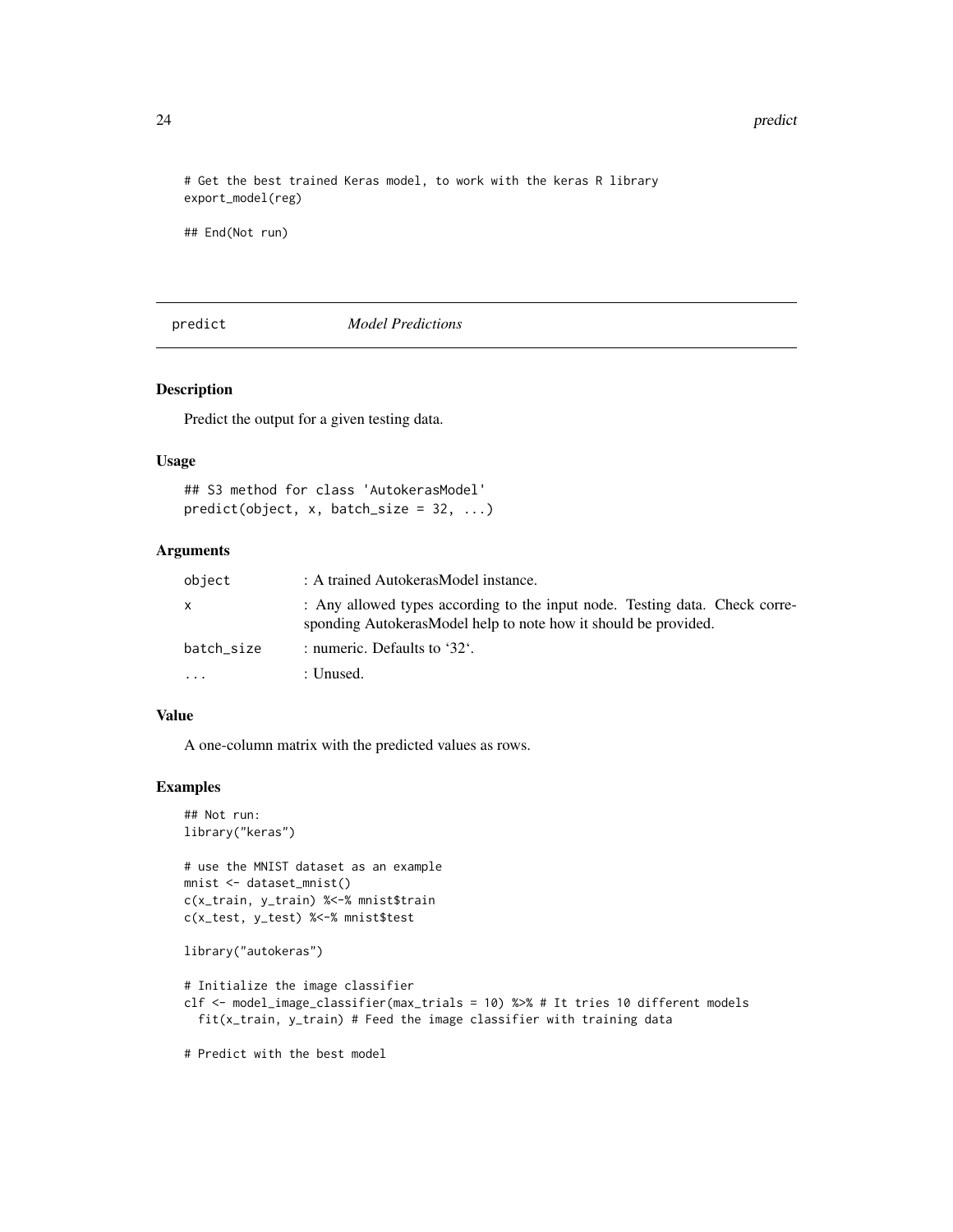```
# Get the best trained Keras model, to work with the keras R library
export_model(reg)

## End(Not run)
```

## predict *Model Predictions*

### Description

Predict the output for a given testing data.

### Usage

```
## S3 method for class 'AutokerasModel'
predict(object, x, batch_size = 32, ...)
```

### Arguments

| | |
|---|---|
| `object` | : A trained AutokerasModel instance. |
| `x` | : Any allowed types according to the input node. Testing data. Check corresponding AutokerasModel help to note how it should be provided. |
| `batch_size` | : numeric. Defaults to '32'. |
| `...` | : Unused. |

### Value

A one-column matrix with the predicted values as rows.

### Examples

```
## Not run:
library("keras")

# use the MNIST dataset as an example
mnist <- dataset_mnist()
c(x_train, y_train) %<-% mnist$train
c(x_test, y_test) %<-% mnist$test

library("autokeras")

# Initialize the image classifier
clf <- model_image_classifier(max_trials = 10) %>% # It tries 10 different models
  fit(x_train, y_train) # Feed the image classifier with training data

# Predict with the best model
```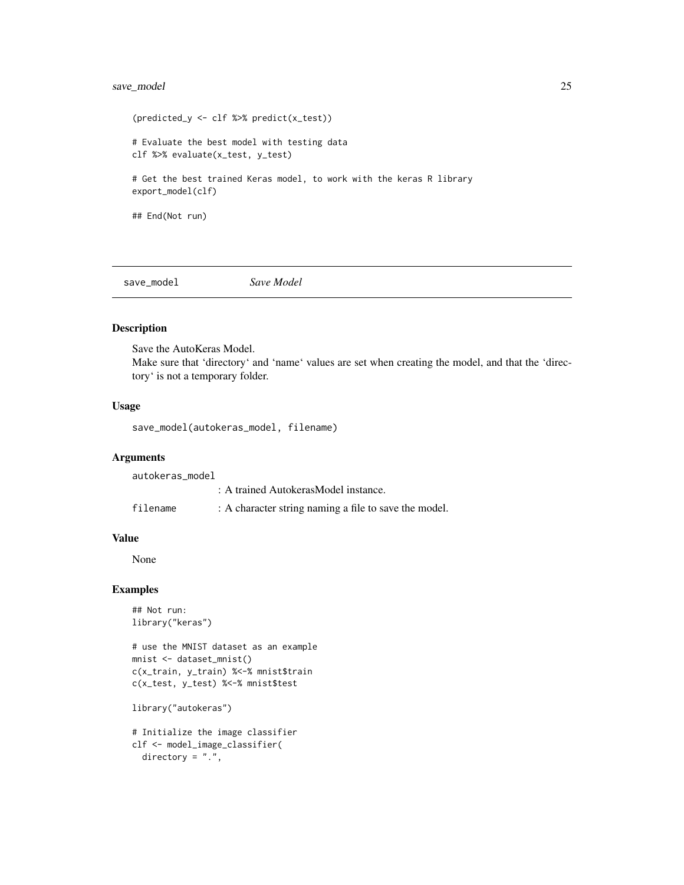```
(predicted_y <- clf %>% predict(x_test))

# Evaluate the best model with testing data
clf %>% evaluate(x_test, y_test)

# Get the best trained Keras model, to work with the keras R library
export_model(clf)

## End(Not run)
```

## save_model — *Save Model*

### Description

Save the AutoKeras Model.
Make sure that 'directory' and 'name' values are set when creating the model, and that the 'directory' is not a temporary folder.

### Usage

```
save_model(autokeras_model, filename)
```

### Arguments

| | |
|---|---|
| autokeras_model | : A trained AutokerasModel instance. |
| filename | : A character string naming a file to save the model. |

### Value

None

### Examples

```
## Not run:
library("keras")

# use the MNIST dataset as an example
mnist <- dataset_mnist()
c(x_train, y_train) %<-% mnist$train
c(x_test, y_test) %<-% mnist$test

library("autokeras")

# Initialize the image classifier
clf <- model_image_classifier(
  directory = ".",
```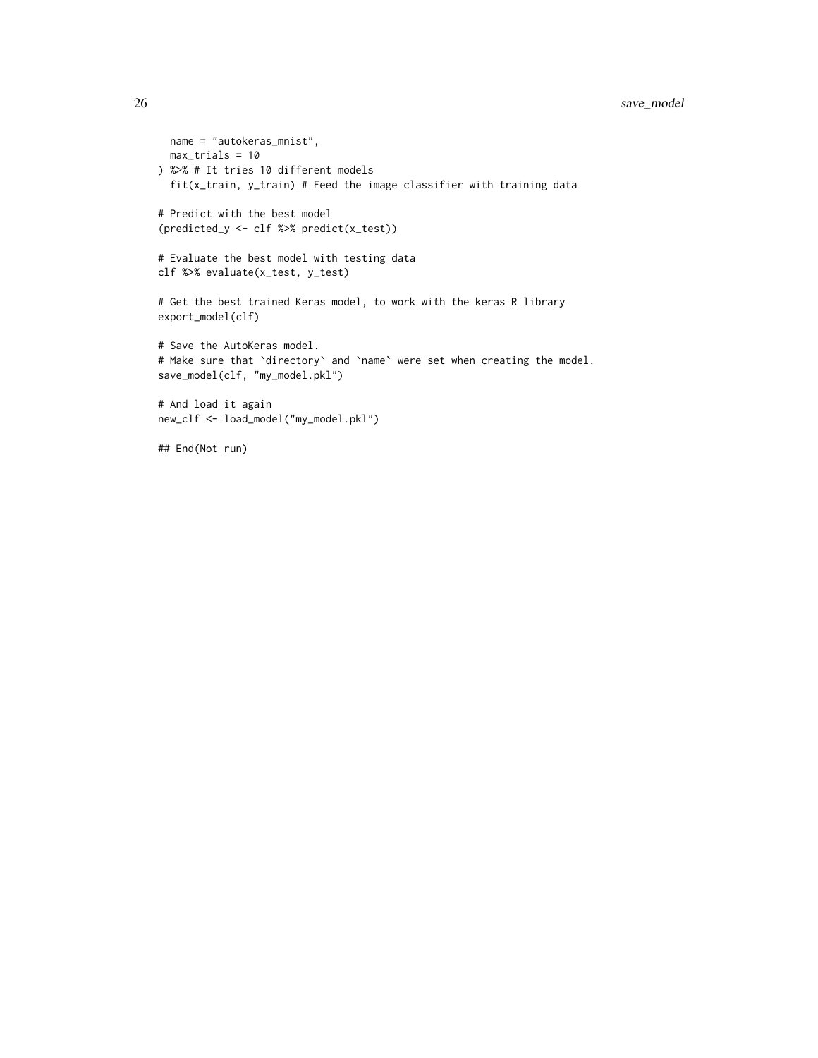```
  name = "autokeras_mnist",
  max_trials = 10
) %>% # It tries 10 different models
  fit(x_train, y_train) # Feed the image classifier with training data

# Predict with the best model
(predicted_y <- clf %>% predict(x_test))

# Evaluate the best model with testing data
clf %>% evaluate(x_test, y_test)

# Get the best trained Keras model, to work with the keras R library
export_model(clf)

# Save the AutoKeras model.
# Make sure that `directory` and `name` were set when creating the model.
save_model(clf, "my_model.pkl")

# And load it again
new_clf <- load_model("my_model.pkl")

## End(Not run)
```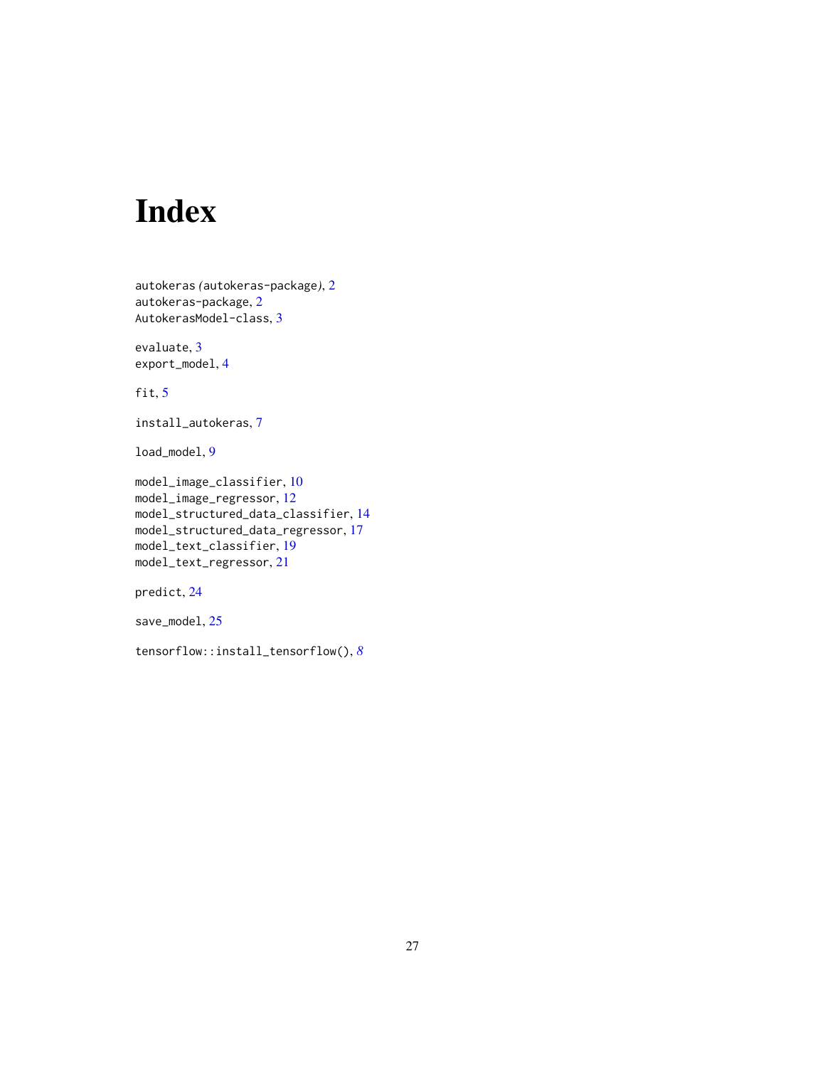# Index

autokeras (autokeras-package), 2
autokeras-package, 2
AutokerasModel-class, 3

evaluate, 3
export_model, 4

fit, 5

install_autokeras, 7

load_model, 9

model_image_classifier, 10
model_image_regressor, 12
model_structured_data_classifier, 14
model_structured_data_regressor, 17
model_text_classifier, 19
model_text_regressor, 21

predict, 24

save_model, 25

tensorflow::install_tensorflow(), *8*